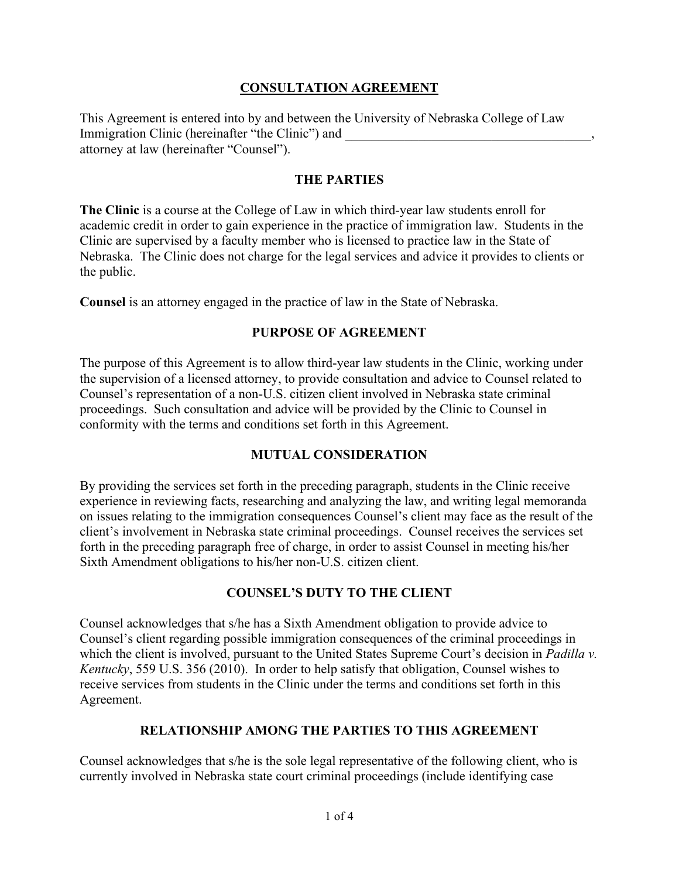# CONSULTATION AGREEMENT

This Agreement is entered into by and between the University of Nebraska College of Law Immigration Clinic (hereinafter "the Clinic") and ______________________________________, attorney at law (hereinafter "Counsel").

## THE PARTIES

**The Clinic** is a course at the College of Law in which third-year law students enroll for academic credit in order to gain experience in the practice of immigration law. Students in the Clinic are supervised by a faculty member who is licensed to practice law in the State of Nebraska. The Clinic does not charge for the legal services and advice it provides to clients or the public.

**Counsel** is an attorney engaged in the practice of law in the State of Nebraska.

## PURPOSE OF AGREEMENT

The purpose of this Agreement is to allow third-year law students in the Clinic, working under the supervision of a licensed attorney, to provide consultation and advice to Counsel related to Counsel's representation of a non-U.S. citizen client involved in Nebraska state criminal proceedings. Such consultation and advice will be provided by the Clinic to Counsel in conformity with the terms and conditions set forth in this Agreement.

## MUTUAL CONSIDERATION

By providing the services set forth in the preceding paragraph, students in the Clinic receive experience in reviewing facts, researching and analyzing the law, and writing legal memoranda on issues relating to the immigration consequences Counsel's client may face as the result of the client's involvement in Nebraska state criminal proceedings. Counsel receives the services set forth in the preceding paragraph free of charge, in order to assist Counsel in meeting his/her Sixth Amendment obligations to his/her non-U.S. citizen client.

## COUNSEL'S DUTY TO THE CLIENT

Counsel acknowledges that s/he has a Sixth Amendment obligation to provide advice to Counsel's client regarding possible immigration consequences of the criminal proceedings in which the client is involved, pursuant to the United States Supreme Court's decision in *Padilla v. Kentucky*, 559 U.S. 356 (2010). In order to help satisfy that obligation, Counsel wishes to receive services from students in the Clinic under the terms and conditions set forth in this Agreement.

## RELATIONSHIP AMONG THE PARTIES TO THIS AGREEMENT

Counsel acknowledges that s/he is the sole legal representative of the following client, who is currently involved in Nebraska state court criminal proceedings (include identifying case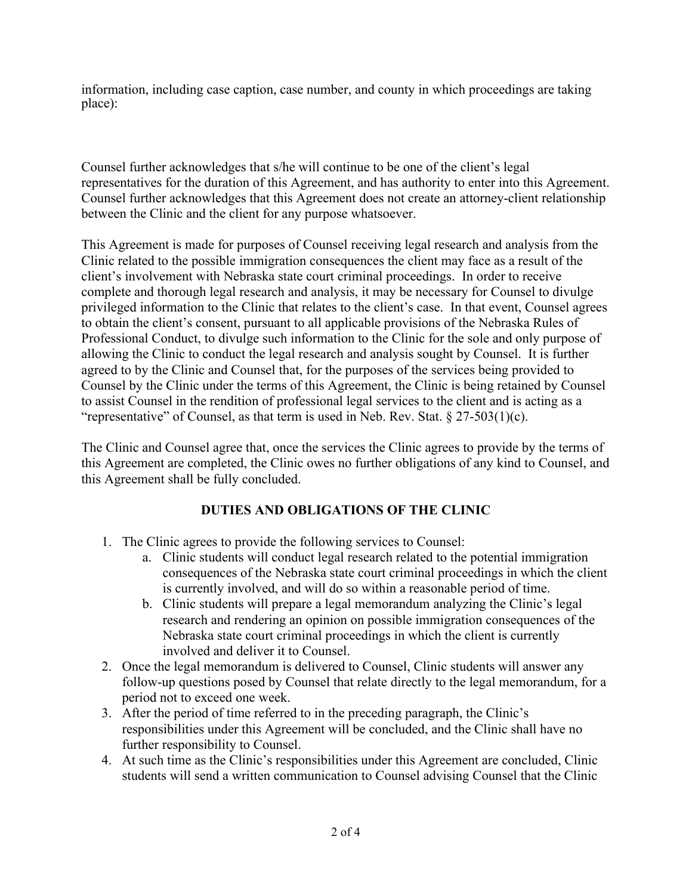information, including case caption, case number, and county in which proceedings are taking place):

Counsel further acknowledges that s/he will continue to be one of the client's legal representatives for the duration of this Agreement, and has authority to enter into this Agreement. Counsel further acknowledges that this Agreement does not create an attorney-client relationship between the Clinic and the client for any purpose whatsoever.

This Agreement is made for purposes of Counsel receiving legal research and analysis from the Clinic related to the possible immigration consequences the client may face as a result of the client's involvement with Nebraska state court criminal proceedings. In order to receive complete and thorough legal research and analysis, it may be necessary for Counsel to divulge privileged information to the Clinic that relates to the client's case. In that event, Counsel agrees to obtain the client's consent, pursuant to all applicable provisions of the Nebraska Rules of Professional Conduct, to divulge such information to the Clinic for the sole and only purpose of allowing the Clinic to conduct the legal research and analysis sought by Counsel. It is further agreed to by the Clinic and Counsel that, for the purposes of the services being provided to Counsel by the Clinic under the terms of this Agreement, the Clinic is being retained by Counsel to assist Counsel in the rendition of professional legal services to the client and is acting as a "representative" of Counsel, as that term is used in Neb. Rev. Stat. § 27-503(1)(c).

The Clinic and Counsel agree that, once the services the Clinic agrees to provide by the terms of this Agreement are completed, the Clinic owes no further obligations of any kind to Counsel, and this Agreement shall be fully concluded.

## DUTIES AND OBLIGATIONS OF THE CLINIC

1. The Clinic agrees to provide the following services to Counsel:
   a. Clinic students will conduct legal research related to the potential immigration consequences of the Nebraska state court criminal proceedings in which the client is currently involved, and will do so within a reasonable period of time.
   b. Clinic students will prepare a legal memorandum analyzing the Clinic's legal research and rendering an opinion on possible immigration consequences of the Nebraska state court criminal proceedings in which the client is currently involved and deliver it to Counsel.
2. Once the legal memorandum is delivered to Counsel, Clinic students will answer any follow-up questions posed by Counsel that relate directly to the legal memorandum, for a period not to exceed one week.
3. After the period of time referred to in the preceding paragraph, the Clinic's responsibilities under this Agreement will be concluded, and the Clinic shall have no further responsibility to Counsel.
4. At such time as the Clinic's responsibilities under this Agreement are concluded, Clinic students will send a written communication to Counsel advising Counsel that the Clinic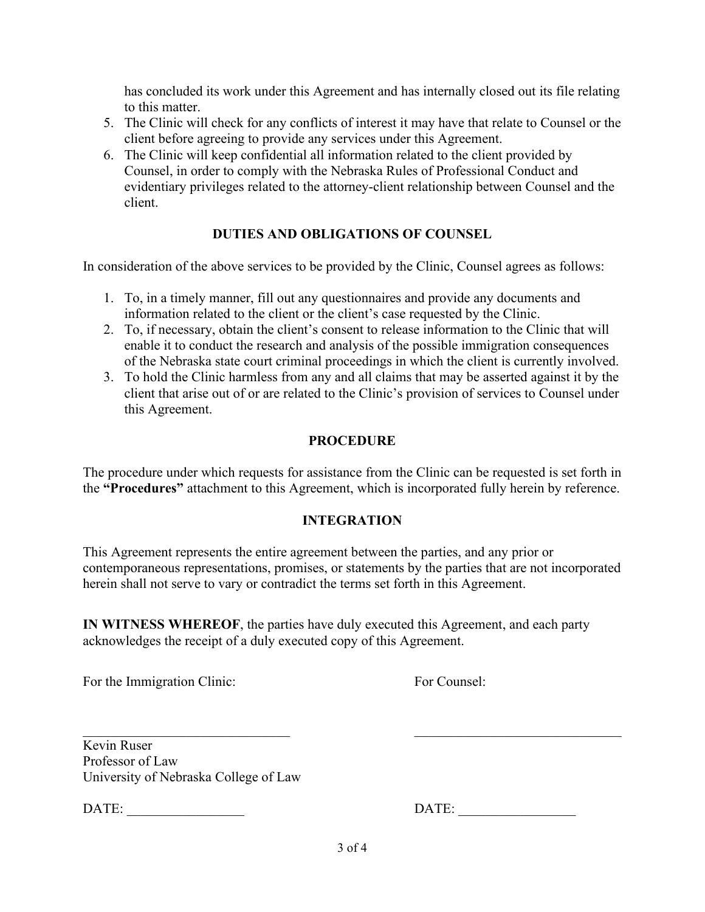has concluded its work under this Agreement and has internally closed out its file relating to this matter.

5. The Clinic will check for any conflicts of interest it may have that relate to Counsel or the client before agreeing to provide any services under this Agreement.
6. The Clinic will keep confidential all information related to the client provided by Counsel, in order to comply with the Nebraska Rules of Professional Conduct and evidentiary privileges related to the attorney-client relationship between Counsel and the client.

## DUTIES AND OBLIGATIONS OF COUNSEL

In consideration of the above services to be provided by the Clinic, Counsel agrees as follows:

1. To, in a timely manner, fill out any questionnaires and provide any documents and information related to the client or the client's case requested by the Clinic.
2. To, if necessary, obtain the client's consent to release information to the Clinic that will enable it to conduct the research and analysis of the possible immigration consequences of the Nebraska state court criminal proceedings in which the client is currently involved.
3. To hold the Clinic harmless from any and all claims that may be asserted against it by the client that arise out of or are related to the Clinic's provision of services to Counsel under this Agreement.

## PROCEDURE

The procedure under which requests for assistance from the Clinic can be requested is set forth in the **"Procedures"** attachment to this Agreement, which is incorporated fully herein by reference.

## INTEGRATION

This Agreement represents the entire agreement between the parties, and any prior or contemporaneous representations, promises, or statements by the parties that are not incorporated herein shall not serve to vary or contradict the terms set forth in this Agreement.

**IN WITNESS WHEREOF**, the parties have duly executed this Agreement, and each party acknowledges the receipt of a duly executed copy of this Agreement.

For the Immigration Clinic:

______________________________

Kevin Ruser
Professor of Law
University of Nebraska College of Law

DATE: ________________

For Counsel:

______________________________

DATE: ________________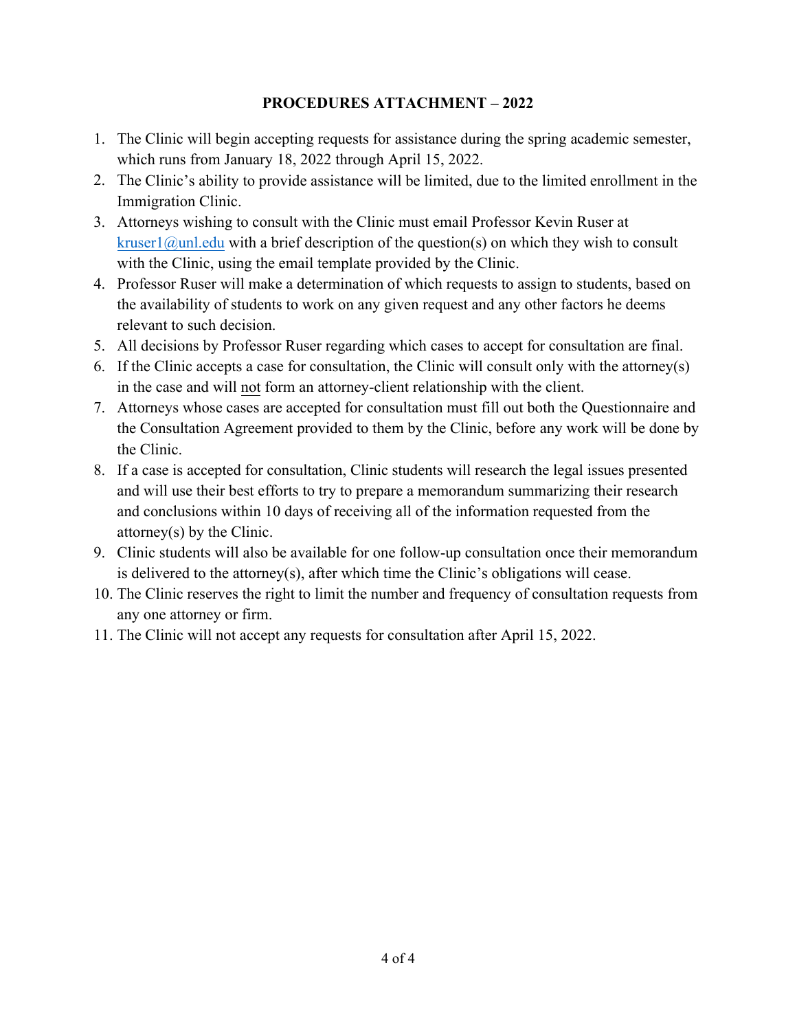## PROCEDURES ATTACHMENT – 2022

1. The Clinic will begin accepting requests for assistance during the spring academic semester, which runs from January 18, 2022 through April 15, 2022.
2. The Clinic's ability to provide assistance will be limited, due to the limited enrollment in the Immigration Clinic.
3. Attorneys wishing to consult with the Clinic must email Professor Kevin Ruser at kruser1@unl.edu with a brief description of the question(s) on which they wish to consult with the Clinic, using the email template provided by the Clinic.
4. Professor Ruser will make a determination of which requests to assign to students, based on the availability of students to work on any given request and any other factors he deems relevant to such decision.
5. All decisions by Professor Ruser regarding which cases to accept for consultation are final.
6. If the Clinic accepts a case for consultation, the Clinic will consult only with the attorney(s) in the case and will <u>not</u> form an attorney-client relationship with the client.
7. Attorneys whose cases are accepted for consultation must fill out both the Questionnaire and the Consultation Agreement provided to them by the Clinic, before any work will be done by the Clinic.
8. If a case is accepted for consultation, Clinic students will research the legal issues presented and will use their best efforts to try to prepare a memorandum summarizing their research and conclusions within 10 days of receiving all of the information requested from the attorney(s) by the Clinic.
9. Clinic students will also be available for one follow-up consultation once their memorandum is delivered to the attorney(s), after which time the Clinic's obligations will cease.
10. The Clinic reserves the right to limit the number and frequency of consultation requests from any one attorney or firm.
11. The Clinic will not accept any requests for consultation after April 15, 2022.